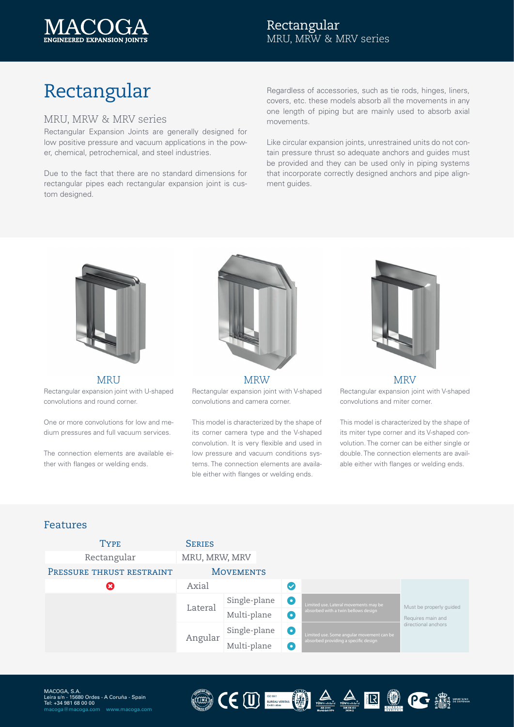# Rectangular

## MRU, MRW & MRV series

Rectangular Expansion Joints are generally designed for low positive pressure and vacuum applications in the power, chemical, petrochemical, and steel industries.

Due to the fact that there are no standard dimensions for rectangular pipes each rectangular expansion joint is custom designed.

Regardless of accessories, such as tie rods, hinges, liners, covers, etc. these models absorb all the movements in any one length of piping but are mainly used to absorb axial movements.

Like circular expansion joints, unrestrained units do not contain pressure thrust so adequate anchors and guides must be provided and they can be used only in piping systems that incorporate correctly designed anchors and pipe alignment guides.

### MRU

Rectangular expansion joint with U-shaped convolutions and round corner.

One or more convolutions for low and medium pressures and full vacuum services.

The connection elements are available either with flanges or welding ends.

### MRW

Rectangular expansion joint with V-shaped convolutions and camera corner.

This model is characterized by the shape of its corner camera type and the V-shaped convolution. It is very flexible and used in low pressure and vacuum conditions systems. The connection elements are available either with flanges or welding ends.

### MRV

Rectangular expansion joint with V-shaped convolutions and miter corner.

This model is characterized by the shape of its miter type corner and its V-shaped convolution. The corner can be either single or double. The connection elements are available either with flanges or welding ends.

## Features

| Type | Series | | | | |
|---|---|---|---|---|---|
| Rectangular | MRU, MRW, MRV | | | | |
| **Pressure thrust restraint** | **Movements** | | | | |
| ✗ | Axial | | ✓ | | |
| | Lateral | Single-plane | ● | Limited use. Lateral movements may be absorbed with a twin bellows design | Must be properly guided. Requires main and directional anchors |
| | | Multi-plane | ● | | |
| | Angular | Single-plane | ● | Limited use. Some angular movement can be absorbed providing a specific design | |
| | | Multi-plane | ● | | |

MACOGA, S.A.
Leira s/n - 15680 Ordes - A Coruña - Spain
Tel: +34 981 68 00 00
macoga@macoga.com www.macoga.com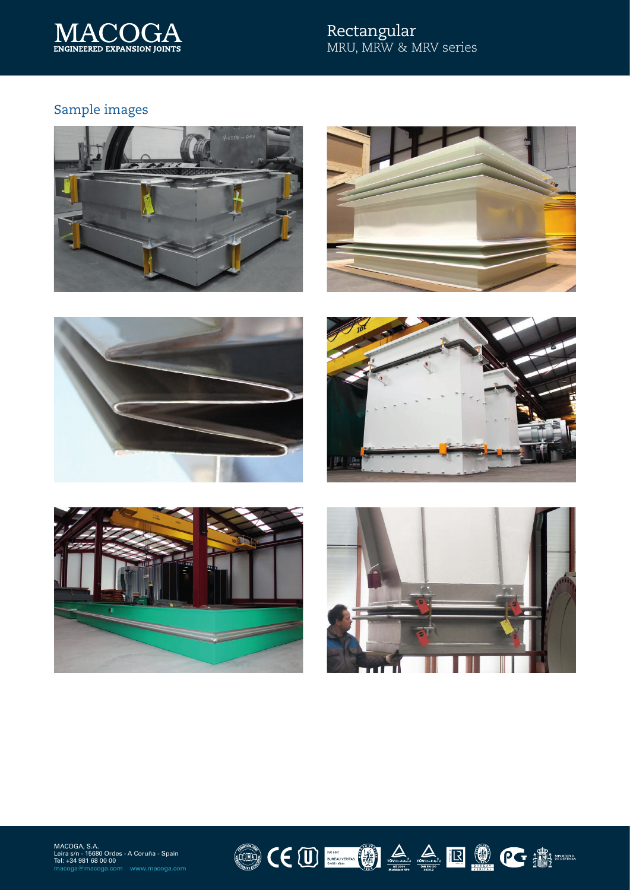MACOGA
ENGINEERED EXPANSION JOINTS

Rectangular
MRU, MRW & MRV series

## Sample images

MACOGA, S.A.
Leira s/n - 15680 Ordes - A Coruña - Spain
Tel: +34 981 68 00 00
macoga@macoga.com www.macoga.com